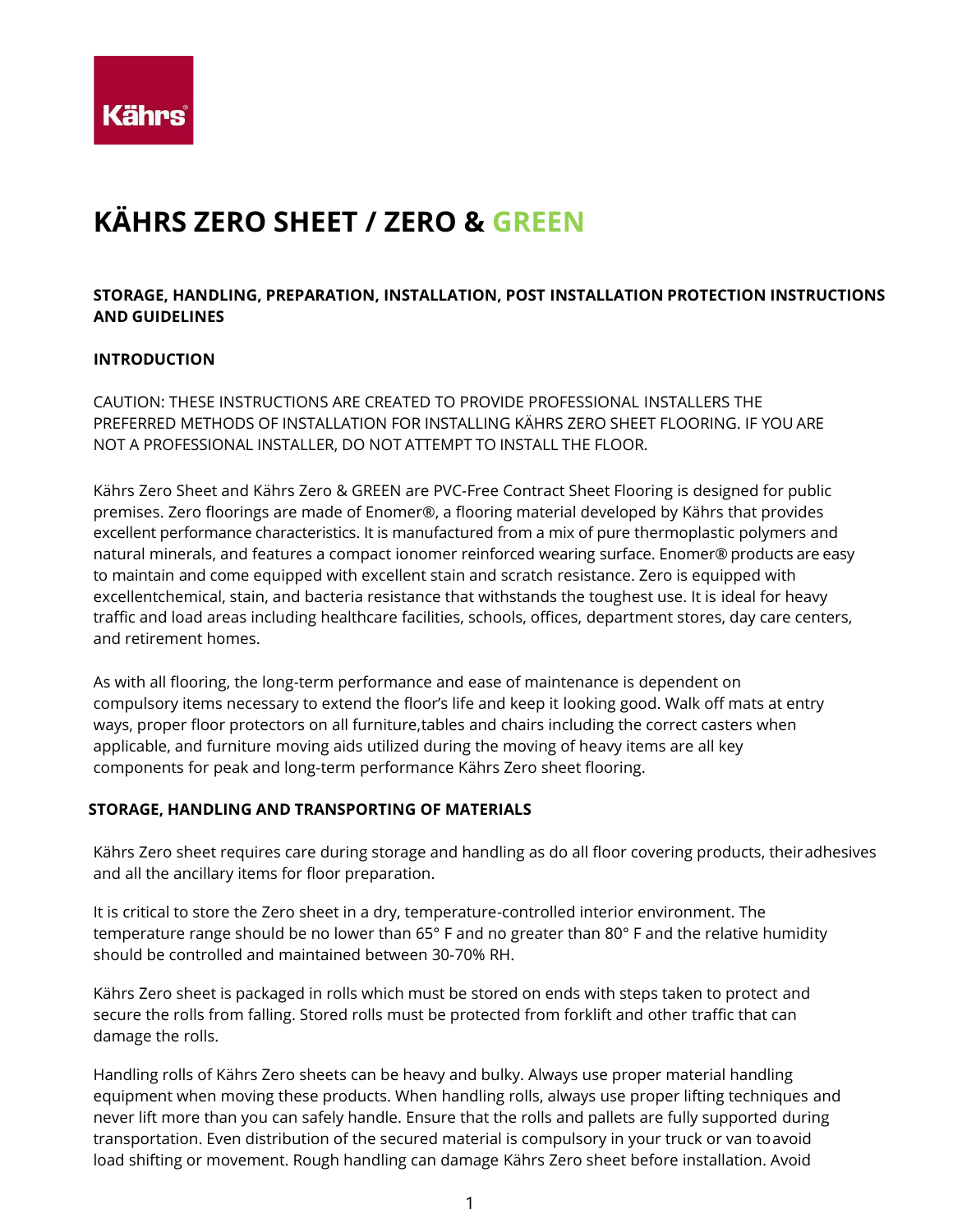# KÄHRS ZERO SHEET / ZERO & GREEN

## STORAGE, HANDLING, PREPARATION, INSTALLATION, POST INSTALLATION PROTECTION INSTRUCTIONS AND GUIDELINES

### INTRODUCTION

CAUTION: THESE INSTRUCTIONS ARE CREATED TO PROVIDE PROFESSIONAL INSTALLERS THE PREFERRED METHODS OF INSTALLATION FOR INSTALLING KÄHRS ZERO SHEET FLOORING. IF YOU ARE NOT A PROFESSIONAL INSTALLER, DO NOT ATTEMPT TO INSTALL THE FLOOR.

Kährs Zero Sheet and Kährs Zero & GREEN are PVC-Free Contract Sheet Flooring is designed for public premises. Zero floorings are made of Enomer®, a flooring material developed by Kährs that provides excellent performance characteristics. It is manufactured from a mix of pure thermoplastic polymers and natural minerals, and features a compact ionomer reinforced wearing surface. Enomer® products are easy to maintain and come equipped with excellent stain and scratch resistance. Zero is equipped with excellentchemical, stain, and bacteria resistance that withstands the toughest use. It is ideal for heavy traffic and load areas including healthcare facilities, schools, offices, department stores, day care centers, and retirement homes.

As with all flooring, the long-term performance and ease of maintenance is dependent on compulsory items necessary to extend the floor's life and keep it looking good. Walk off mats at entry ways, proper floor protectors on all furniture,tables and chairs including the correct casters when applicable, and furniture moving aids utilized during the moving of heavy items are all key components for peak and long-term performance Kährs Zero sheet flooring.

### STORAGE, HANDLING AND TRANSPORTING OF MATERIALS

Kährs Zero sheet requires care during storage and handling as do all floor covering products, theiradhesives and all the ancillary items for floor preparation.

It is critical to store the Zero sheet in a dry, temperature-controlled interior environment. The temperature range should be no lower than 65° F and no greater than 80° F and the relative humidity should be controlled and maintained between 30-70% RH.

Kährs Zero sheet is packaged in rolls which must be stored on ends with steps taken to protect and secure the rolls from falling. Stored rolls must be protected from forklift and other traffic that can damage the rolls.

Handling rolls of Kährs Zero sheets can be heavy and bulky. Always use proper material handling equipment when moving these products. When handling rolls, always use proper lifting techniques and never lift more than you can safely handle. Ensure that the rolls and pallets are fully supported during transportation. Even distribution of the secured material is compulsory in your truck or van toavoid load shifting or movement. Rough handling can damage Kährs Zero sheet before installation. Avoid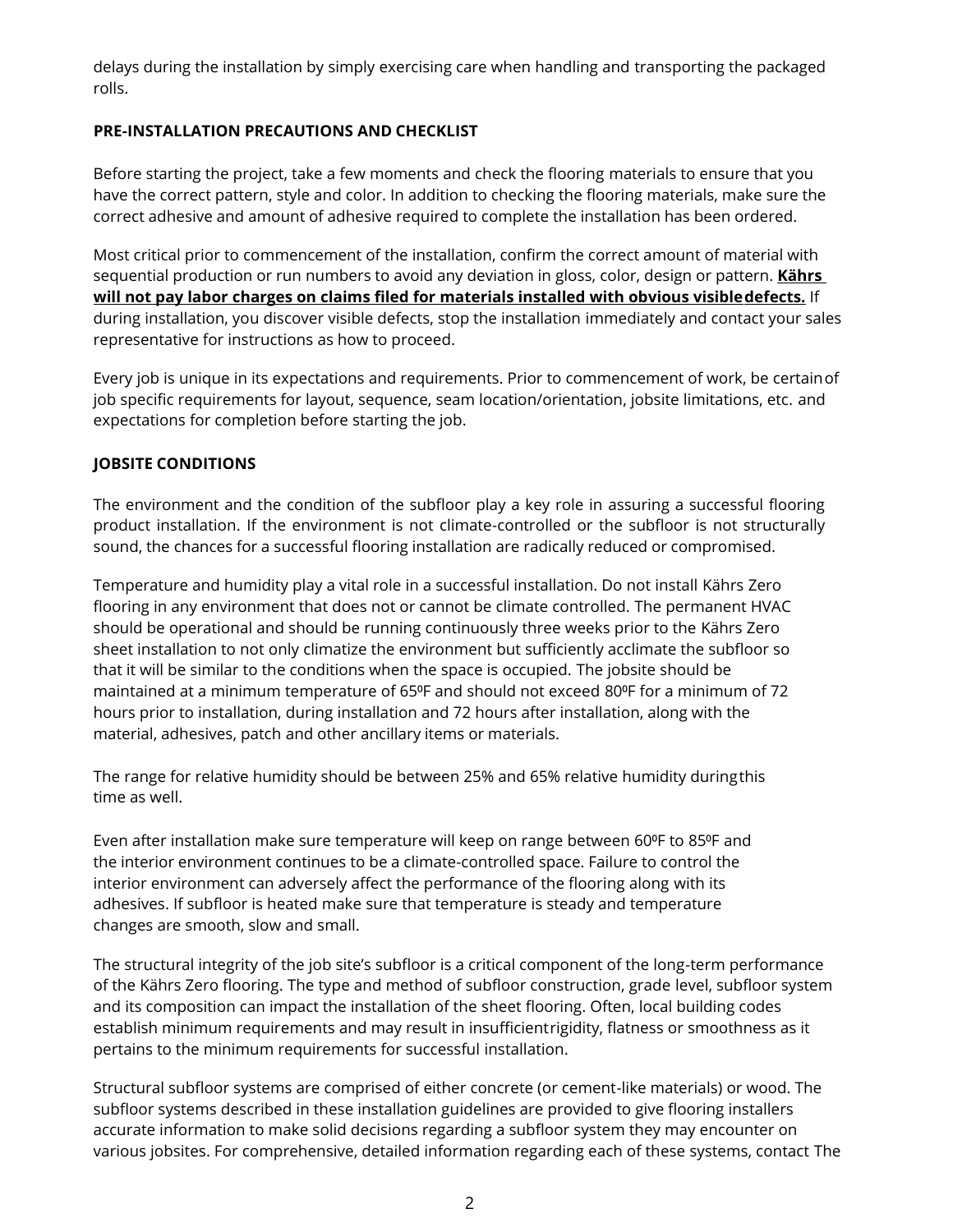delays during the installation by simply exercising care when handling and transporting the packaged rolls.

## PRE-INSTALLATION PRECAUTIONS AND CHECKLIST

Before starting the project, take a few moments and check the flooring materials to ensure that you have the correct pattern, style and color. In addition to checking the flooring materials, make sure the correct adhesive and amount of adhesive required to complete the installation has been ordered.

Most critical prior to commencement of the installation, confirm the correct amount of material with sequential production or run numbers to avoid any deviation in gloss, color, design or pattern. <u>**Kährs will not pay labor charges on claims filed for materials installed with obvious visible defects.**</u> If during installation, you discover visible defects, stop the installation immediately and contact your sales representative for instructions as how to proceed.

Every job is unique in its expectations and requirements. Prior to commencement of work, be certain of job specific requirements for layout, sequence, seam location/orientation, jobsite limitations, etc. and expectations for completion before starting the job.

## JOBSITE CONDITIONS

The environment and the condition of the subfloor play a key role in assuring a successful flooring product installation. If the environment is not climate-controlled or the subfloor is not structurally sound, the chances for a successful flooring installation are radically reduced or compromised.

Temperature and humidity play a vital role in a successful installation. Do not install Kährs Zero flooring in any environment that does not or cannot be climate controlled. The permanent HVAC should be operational and should be running continuously three weeks prior to the Kährs Zero sheet installation to not only climatize the environment but sufficiently acclimate the subfloor so that it will be similar to the conditions when the space is occupied. The jobsite should be maintained at a minimum temperature of 65ºF and should not exceed 80ºF for a minimum of 72 hours prior to installation, during installation and 72 hours after installation, along with the material, adhesives, patch and other ancillary items or materials.

The range for relative humidity should be between 25% and 65% relative humidity during this time as well.

Even after installation make sure temperature will keep on range between 60ºF to 85ºF and the interior environment continues to be a climate-controlled space. Failure to control the interior environment can adversely affect the performance of the flooring along with its adhesives. If subfloor is heated make sure that temperature is steady and temperature changes are smooth, slow and small.

The structural integrity of the job site's subfloor is a critical component of the long-term performance of the Kährs Zero flooring. The type and method of subfloor construction, grade level, subfloor system and its composition can impact the installation of the sheet flooring. Often, local building codes establish minimum requirements and may result in insufficient rigidity, flatness or smoothness as it pertains to the minimum requirements for successful installation.

Structural subfloor systems are comprised of either concrete (or cement-like materials) or wood. The subfloor systems described in these installation guidelines are provided to give flooring installers accurate information to make solid decisions regarding a subfloor system they may encounter on various jobsites. For comprehensive, detailed information regarding each of these systems, contact The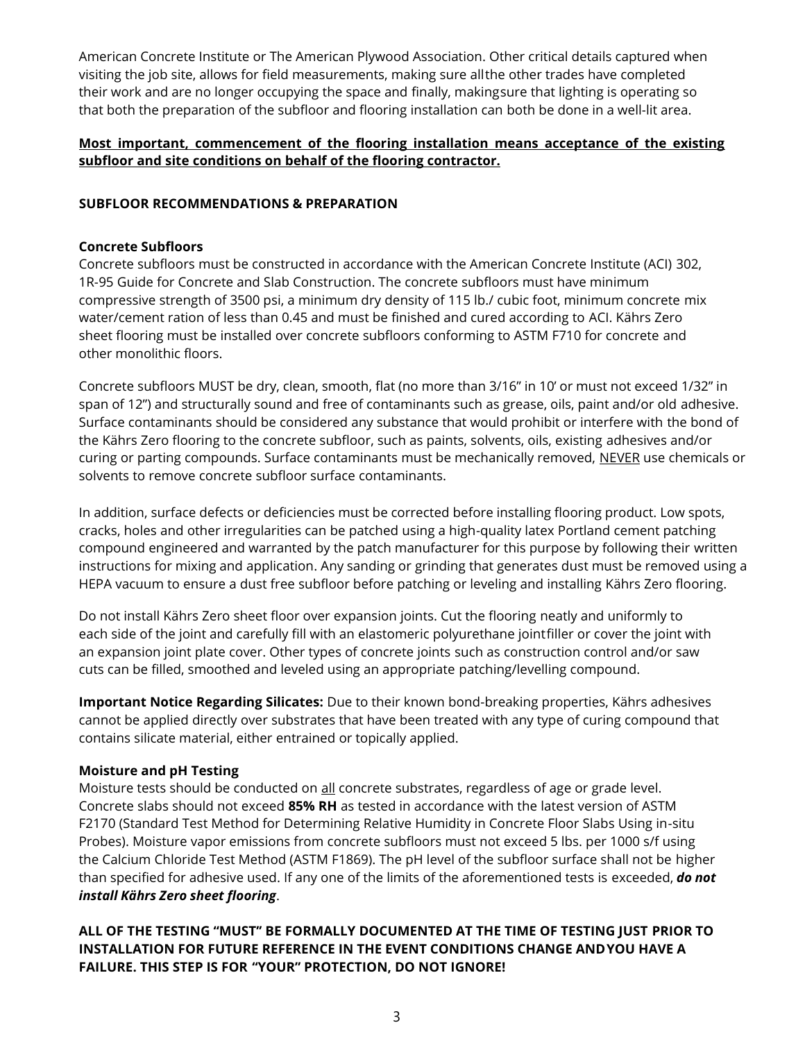American Concrete Institute or The American Plywood Association. Other critical details captured when visiting the job site, allows for field measurements, making sure all the other trades have completed their work and are no longer occupying the space and finally, making sure that lighting is operating so that both the preparation of the subfloor and flooring installation can both be done in a well-lit area.

<u>**Most important, commencement of the flooring installation means acceptance of the existing subfloor and site conditions on behalf of the flooring contractor.**</u>

**SUBFLOOR RECOMMENDATIONS & PREPARATION**

**Concrete Subfloors**

Concrete subfloors must be constructed in accordance with the American Concrete Institute (ACI) 302, 1R-95 Guide for Concrete and Slab Construction. The concrete subfloors must have minimum compressive strength of 3500 psi, a minimum dry density of 115 lb./ cubic foot, minimum concrete mix water/cement ration of less than 0.45 and must be finished and cured according to ACI. Kährs Zero sheet flooring must be installed over concrete subfloors conforming to ASTM F710 for concrete and other monolithic floors.

Concrete subfloors MUST be dry, clean, smooth, flat (no more than 3/16" in 10' or must not exceed 1/32" in span of 12") and structurally sound and free of contaminants such as grease, oils, paint and/or old adhesive. Surface contaminants should be considered any substance that would prohibit or interfere with the bond of the Kährs Zero flooring to the concrete subfloor, such as paints, solvents, oils, existing adhesives and/or curing or parting compounds. Surface contaminants must be mechanically removed, <u>NEVER</u> use chemicals or solvents to remove concrete subfloor surface contaminants.

In addition, surface defects or deficiencies must be corrected before installing flooring product. Low spots, cracks, holes and other irregularities can be patched using a high-quality latex Portland cement patching compound engineered and warranted by the patch manufacturer for this purpose by following their written instructions for mixing and application. Any sanding or grinding that generates dust must be removed using a HEPA vacuum to ensure a dust free subfloor before patching or leveling and installing Kährs Zero flooring.

Do not install Kährs Zero sheet floor over expansion joints. Cut the flooring neatly and uniformly to each side of the joint and carefully fill with an elastomeric polyurethane joint filler or cover the joint with an expansion joint plate cover. Other types of concrete joints such as construction control and/or saw cuts can be filled, smoothed and leveled using an appropriate patching/levelling compound.

**Important Notice Regarding Silicates:** Due to their known bond-breaking properties, Kährs adhesives cannot be applied directly over substrates that have been treated with any type of curing compound that contains silicate material, either entrained or topically applied.

**Moisture and pH Testing**

Moisture tests should be conducted on <u>all</u> concrete substrates, regardless of age or grade level. Concrete slabs should not exceed **85% RH** as tested in accordance with the latest version of ASTM F2170 (Standard Test Method for Determining Relative Humidity in Concrete Floor Slabs Using in-situ Probes). Moisture vapor emissions from concrete subfloors must not exceed 5 lbs. per 1000 s/f using the Calcium Chloride Test Method (ASTM F1869). The pH level of the subfloor surface shall not be higher than specified for adhesive used. If any one of the limits of the aforementioned tests is exceeded, ***do not install Kährs Zero sheet flooring***.

**ALL OF THE TESTING "MUST" BE FORMALLY DOCUMENTED AT THE TIME OF TESTING JUST PRIOR TO INSTALLATION FOR FUTURE REFERENCE IN THE EVENT CONDITIONS CHANGE AND YOU HAVE A FAILURE. THIS STEP IS FOR "YOUR" PROTECTION, DO NOT IGNORE!**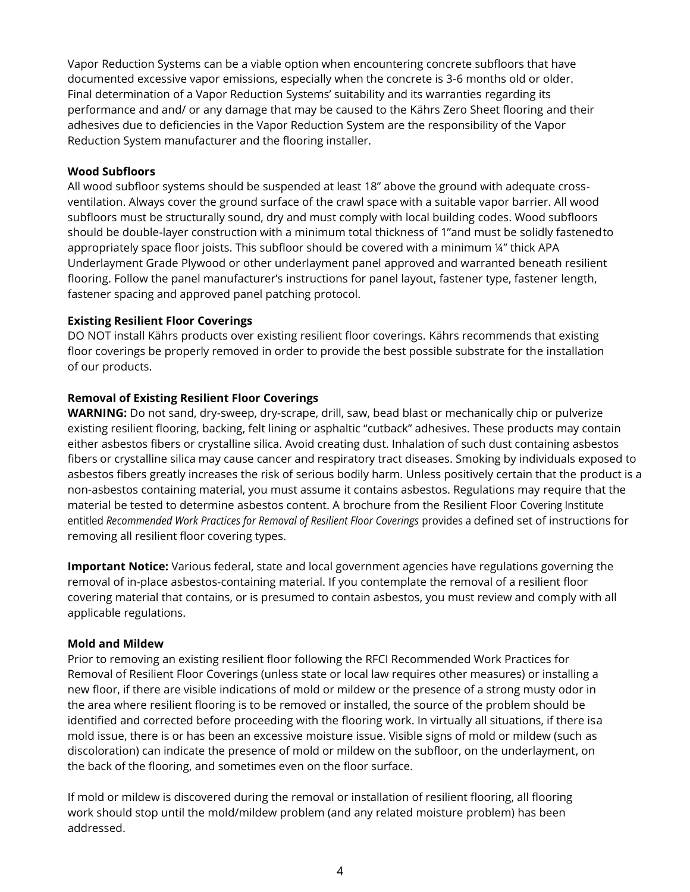Vapor Reduction Systems can be a viable option when encountering concrete subfloors that have documented excessive vapor emissions, especially when the concrete is 3-6 months old or older. Final determination of a Vapor Reduction Systems' suitability and its warranties regarding its performance and and/ or any damage that may be caused to the Kährs Zero Sheet flooring and their adhesives due to deficiencies in the Vapor Reduction System are the responsibility of the Vapor Reduction System manufacturer and the flooring installer.

**Wood Subfloors**

All wood subfloor systems should be suspended at least 18" above the ground with adequate cross-ventilation. Always cover the ground surface of the crawl space with a suitable vapor barrier. All wood subfloors must be structurally sound, dry and must comply with local building codes. Wood subfloors should be double-layer construction with a minimum total thickness of 1"and must be solidly fastenedto appropriately space floor joists. This subfloor should be covered with a minimum ¼" thick APA Underlayment Grade Plywood or other underlayment panel approved and warranted beneath resilient flooring. Follow the panel manufacturer's instructions for panel layout, fastener type, fastener length, fastener spacing and approved panel patching protocol.

**Existing Resilient Floor Coverings**

DO NOT install Kährs products over existing resilient floor coverings. Kährs recommends that existing floor coverings be properly removed in order to provide the best possible substrate for the installation of our products.

**Removal of Existing Resilient Floor Coverings**

**WARNING:** Do not sand, dry-sweep, dry-scrape, drill, saw, bead blast or mechanically chip or pulverize existing resilient flooring, backing, felt lining or asphaltic "cutback" adhesives. These products may contain either asbestos fibers or crystalline silica. Avoid creating dust. Inhalation of such dust containing asbestos fibers or crystalline silica may cause cancer and respiratory tract diseases. Smoking by individuals exposed to asbestos fibers greatly increases the risk of serious bodily harm. Unless positively certain that the product is a non-asbestos containing material, you must assume it contains asbestos. Regulations may require that the material be tested to determine asbestos content. A brochure from the Resilient Floor Covering Institute entitled *Recommended Work Practices for Removal of Resilient Floor Coverings* provides a defined set of instructions for removing all resilient floor covering types.

**Important Notice:** Various federal, state and local government agencies have regulations governing the removal of in-place asbestos-containing material. If you contemplate the removal of a resilient floor covering material that contains, or is presumed to contain asbestos, you must review and comply with all applicable regulations.

**Mold and Mildew**

Prior to removing an existing resilient floor following the RFCI Recommended Work Practices for Removal of Resilient Floor Coverings (unless state or local law requires other measures) or installing a new floor, if there are visible indications of mold or mildew or the presence of a strong musty odor in the area where resilient flooring is to be removed or installed, the source of the problem should be identified and corrected before proceeding with the flooring work. In virtually all situations, if there isa mold issue, there is or has been an excessive moisture issue. Visible signs of mold or mildew (such as discoloration) can indicate the presence of mold or mildew on the subfloor, on the underlayment, on the back of the flooring, and sometimes even on the floor surface.

If mold or mildew is discovered during the removal or installation of resilient flooring, all flooring work should stop until the mold/mildew problem (and any related moisture problem) has been addressed.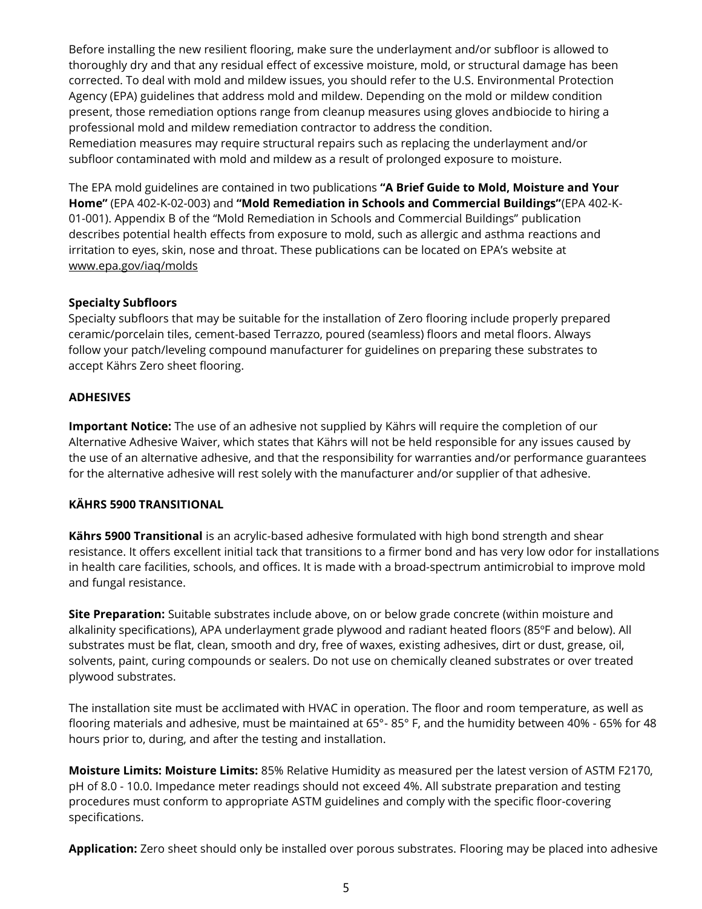Before installing the new resilient flooring, make sure the underlayment and/or subfloor is allowed to thoroughly dry and that any residual effect of excessive moisture, mold, or structural damage has been corrected. To deal with mold and mildew issues, you should refer to the U.S. Environmental Protection Agency (EPA) guidelines that address mold and mildew. Depending on the mold or mildew condition present, those remediation options range from cleanup measures using gloves andbiocide to hiring a professional mold and mildew remediation contractor to address the condition.
Remediation measures may require structural repairs such as replacing the underlayment and/or subfloor contaminated with mold and mildew as a result of prolonged exposure to moisture.

The EPA mold guidelines are contained in two publications **"A Brief Guide to Mold, Moisture and Your Home"** (EPA 402-K-02-003) and **"Mold Remediation in Schools and Commercial Buildings"**(EPA 402-K-01-001). Appendix B of the "Mold Remediation in Schools and Commercial Buildings" publication describes potential health effects from exposure to mold, such as allergic and asthma reactions and irritation to eyes, skin, nose and throat. These publications can be located on EPA's website at www.epa.gov/iaq/molds

**Specialty Subfloors**
Specialty subfloors that may be suitable for the installation of Zero flooring include properly prepared ceramic/porcelain tiles, cement-based Terrazzo, poured (seamless) floors and metal floors. Always follow your patch/leveling compound manufacturer for guidelines on preparing these substrates to accept Kährs Zero sheet flooring.

**ADHESIVES**

**Important Notice:** The use of an adhesive not supplied by Kährs will require the completion of our Alternative Adhesive Waiver, which states that Kährs will not be held responsible for any issues caused by the use of an alternative adhesive, and that the responsibility for warranties and/or performance guarantees for the alternative adhesive will rest solely with the manufacturer and/or supplier of that adhesive.

**KÄHRS 5900 TRANSITIONAL**

**Kährs 5900 Transitional** is an acrylic-based adhesive formulated with high bond strength and shear resistance. It offers excellent initial tack that transitions to a firmer bond and has very low odor for installations in health care facilities, schools, and offices. It is made with a broad-spectrum antimicrobial to improve mold and fungal resistance.

**Site Preparation:** Suitable substrates include above, on or below grade concrete (within moisture and alkalinity specifications), APA underlayment grade plywood and radiant heated floors (85ºF and below). All substrates must be flat, clean, smooth and dry, free of waxes, existing adhesives, dirt or dust, grease, oil, solvents, paint, curing compounds or sealers. Do not use on chemically cleaned substrates or over treated plywood substrates.

The installation site must be acclimated with HVAC in operation. The floor and room temperature, as well as flooring materials and adhesive, must be maintained at 65°- 85° F, and the humidity between 40% - 65% for 48 hours prior to, during, and after the testing and installation.

**Moisture Limits: Moisture Limits:** 85% Relative Humidity as measured per the latest version of ASTM F2170, pH of 8.0 - 10.0. Impedance meter readings should not exceed 4%. All substrate preparation and testing procedures must conform to appropriate ASTM guidelines and comply with the specific floor-covering specifications.

**Application:** Zero sheet should only be installed over porous substrates. Flooring may be placed into adhesive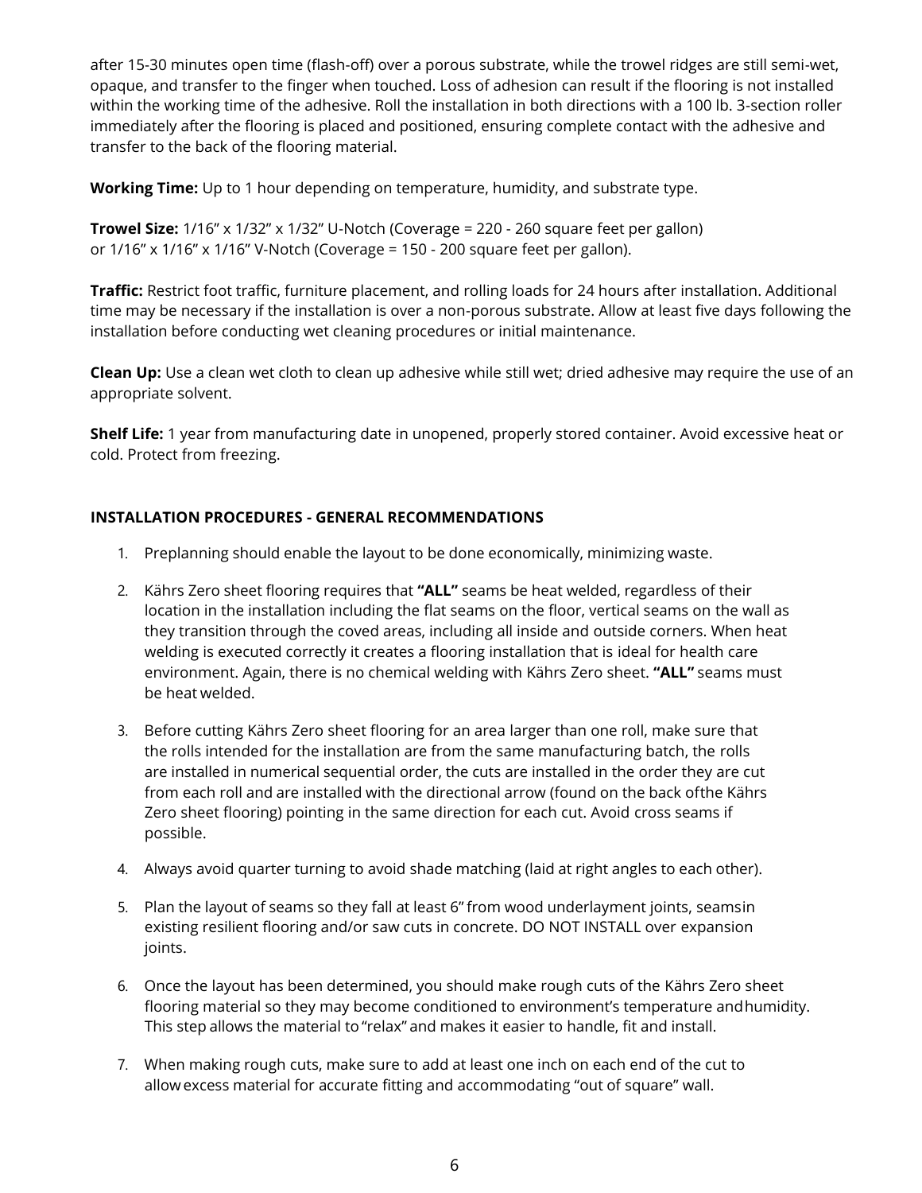after 15-30 minutes open time (flash-off) over a porous substrate, while the trowel ridges are still semi-wet, opaque, and transfer to the finger when touched. Loss of adhesion can result if the flooring is not installed within the working time of the adhesive. Roll the installation in both directions with a 100 lb. 3-section roller immediately after the flooring is placed and positioned, ensuring complete contact with the adhesive and transfer to the back of the flooring material.

**Working Time:** Up to 1 hour depending on temperature, humidity, and substrate type.

**Trowel Size:** 1/16" x 1/32" x 1/32" U-Notch (Coverage = 220 - 260 square feet per gallon) or 1/16" x 1/16" x 1/16" V-Notch (Coverage = 150 - 200 square feet per gallon).

**Traffic:** Restrict foot traffic, furniture placement, and rolling loads for 24 hours after installation. Additional time may be necessary if the installation is over a non-porous substrate. Allow at least five days following the installation before conducting wet cleaning procedures or initial maintenance.

**Clean Up:** Use a clean wet cloth to clean up adhesive while still wet; dried adhesive may require the use of an appropriate solvent.

**Shelf Life:** 1 year from manufacturing date in unopened, properly stored container. Avoid excessive heat or cold. Protect from freezing.

**INSTALLATION PROCEDURES - GENERAL RECOMMENDATIONS**

1. Preplanning should enable the layout to be done economically, minimizing waste.
2. Kährs Zero sheet flooring requires that **"ALL"** seams be heat welded, regardless of their location in the installation including the flat seams on the floor, vertical seams on the wall as they transition through the coved areas, including all inside and outside corners. When heat welding is executed correctly it creates a flooring installation that is ideal for health care environment. Again, there is no chemical welding with Kährs Zero sheet. **"ALL"** seams must be heat welded.
3. Before cutting Kährs Zero sheet flooring for an area larger than one roll, make sure that the rolls intended for the installation are from the same manufacturing batch, the rolls are installed in numerical sequential order, the cuts are installed in the order they are cut from each roll and are installed with the directional arrow (found on the back ofthe Kährs Zero sheet flooring) pointing in the same direction for each cut. Avoid cross seams if possible.
4. Always avoid quarter turning to avoid shade matching (laid at right angles to each other).
5. Plan the layout of seams so they fall at least 6" from wood underlayment joints, seamsin existing resilient flooring and/or saw cuts in concrete. DO NOT INSTALL over expansion joints.
6. Once the layout has been determined, you should make rough cuts of the Kährs Zero sheet flooring material so they may become conditioned to environment's temperature andhumidity. This step allows the material to "relax" and makes it easier to handle, fit and install.
7. When making rough cuts, make sure to add at least one inch on each end of the cut to allow excess material for accurate fitting and accommodating "out of square" wall.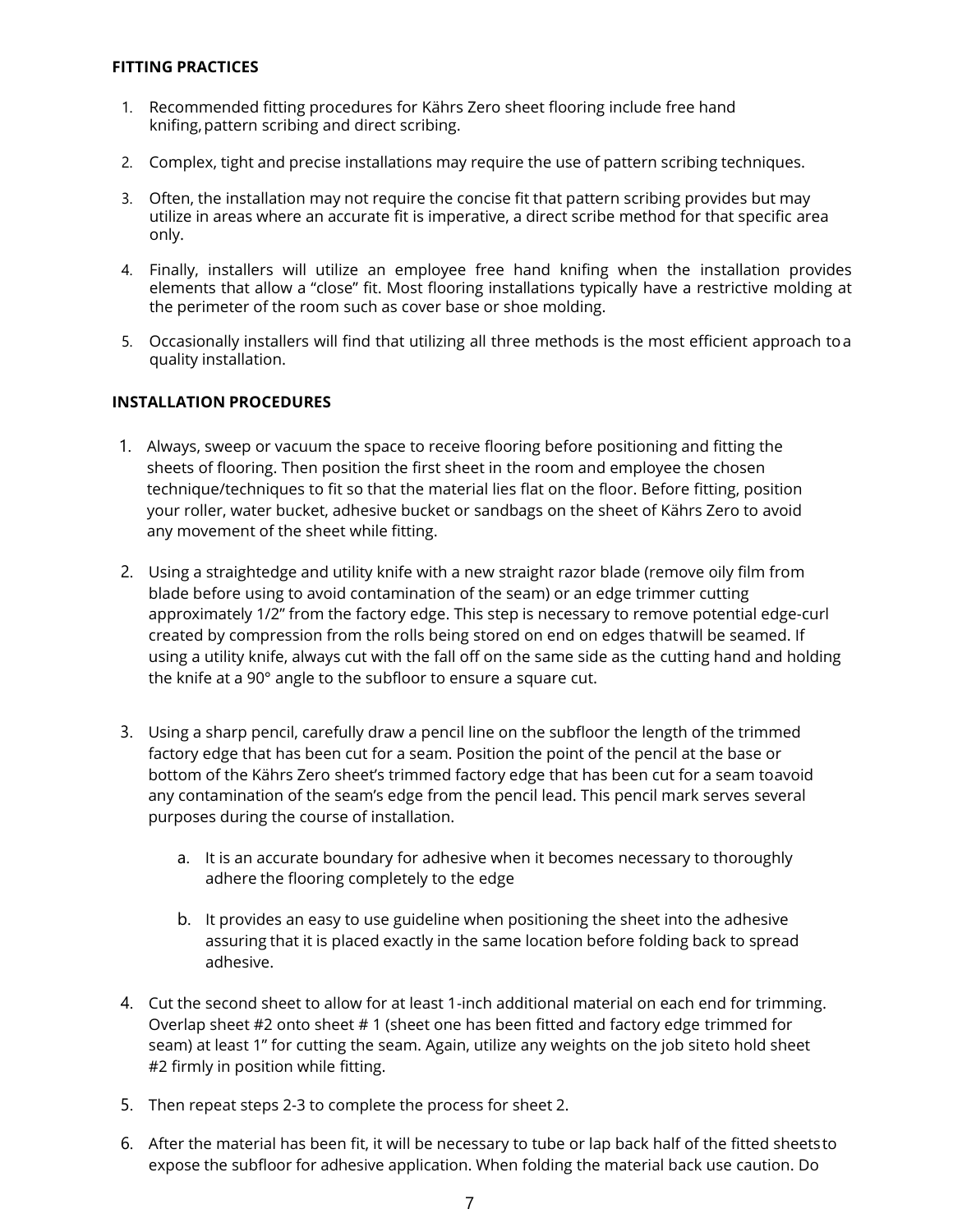**FITTING PRACTICES**

1. Recommended fitting procedures for Kährs Zero sheet flooring include free hand knifing, pattern scribing and direct scribing.
2. Complex, tight and precise installations may require the use of pattern scribing techniques.
3. Often, the installation may not require the concise fit that pattern scribing provides but may utilize in areas where an accurate fit is imperative, a direct scribe method for that specific area only.
4. Finally, installers will utilize an employee free hand knifing when the installation provides elements that allow a "close" fit. Most flooring installations typically have a restrictive molding at the perimeter of the room such as cover base or shoe molding.
5. Occasionally installers will find that utilizing all three methods is the most efficient approach to a quality installation.

**INSTALLATION PROCEDURES**

1. Always, sweep or vacuum the space to receive flooring before positioning and fitting the sheets of flooring. Then position the first sheet in the room and employee the chosen technique/techniques to fit so that the material lies flat on the floor. Before fitting, position your roller, water bucket, adhesive bucket or sandbags on the sheet of Kährs Zero to avoid any movement of the sheet while fitting.
2. Using a straightedge and utility knife with a new straight razor blade (remove oily film from blade before using to avoid contamination of the seam) or an edge trimmer cutting approximately 1/2" from the factory edge. This step is necessary to remove potential edge-curl created by compression from the rolls being stored on end on edges that will be seamed. If using a utility knife, always cut with the fall off on the same side as the cutting hand and holding the knife at a 90° angle to the subfloor to ensure a square cut.
3. Using a sharp pencil, carefully draw a pencil line on the subfloor the length of the trimmed factory edge that has been cut for a seam. Position the point of the pencil at the base or bottom of the Kährs Zero sheet's trimmed factory edge that has been cut for a seam to avoid any contamination of the seam's edge from the pencil lead. This pencil mark serves several purposes during the course of installation.
   a. It is an accurate boundary for adhesive when it becomes necessary to thoroughly adhere the flooring completely to the edge
   b. It provides an easy to use guideline when positioning the sheet into the adhesive assuring that it is placed exactly in the same location before folding back to spread adhesive.
4. Cut the second sheet to allow for at least 1-inch additional material on each end for trimming. Overlap sheet #2 onto sheet # 1 (sheet one has been fitted and factory edge trimmed for seam) at least 1" for cutting the seam. Again, utilize any weights on the job site to hold sheet #2 firmly in position while fitting.
5. Then repeat steps 2-3 to complete the process for sheet 2.
6. After the material has been fit, it will be necessary to tube or lap back half of the fitted sheets to expose the subfloor for adhesive application. When folding the material back use caution. Do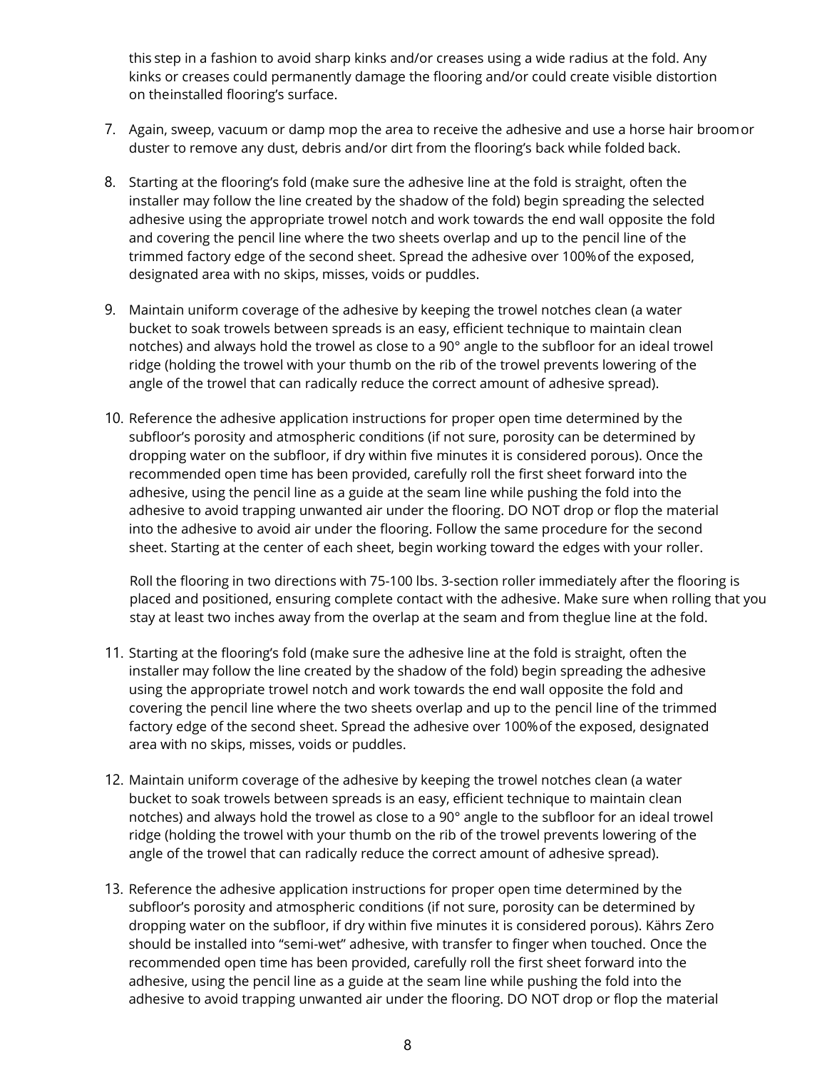this step in a fashion to avoid sharp kinks and/or creases using a wide radius at the fold. Any kinks or creases could permanently damage the flooring and/or could create visible distortion on theinstalled flooring's surface.

7. Again, sweep, vacuum or damp mop the area to receive the adhesive and use a horse hair broomor duster to remove any dust, debris and/or dirt from the flooring's back while folded back.

8. Starting at the flooring's fold (make sure the adhesive line at the fold is straight, often the installer may follow the line created by the shadow of the fold) begin spreading the selected adhesive using the appropriate trowel notch and work towards the end wall opposite the fold and covering the pencil line where the two sheets overlap and up to the pencil line of the trimmed factory edge of the second sheet. Spread the adhesive over 100%of the exposed, designated area with no skips, misses, voids or puddles.

9. Maintain uniform coverage of the adhesive by keeping the trowel notches clean (a water bucket to soak trowels between spreads is an easy, efficient technique to maintain clean notches) and always hold the trowel as close to a 90° angle to the subfloor for an ideal trowel ridge (holding the trowel with your thumb on the rib of the trowel prevents lowering of the angle of the trowel that can radically reduce the correct amount of adhesive spread).

10. Reference the adhesive application instructions for proper open time determined by the subfloor's porosity and atmospheric conditions (if not sure, porosity can be determined by dropping water on the subfloor, if dry within five minutes it is considered porous). Once the recommended open time has been provided, carefully roll the first sheet forward into the adhesive, using the pencil line as a guide at the seam line while pushing the fold into the adhesive to avoid trapping unwanted air under the flooring. DO NOT drop or flop the material into the adhesive to avoid air under the flooring. Follow the same procedure for the second sheet. Starting at the center of each sheet, begin working toward the edges with your roller.

    Roll the flooring in two directions with 75-100 lbs. 3-section roller immediately after the flooring is placed and positioned, ensuring complete contact with the adhesive. Make sure when rolling that you stay at least two inches away from the overlap at the seam and from theglue line at the fold.

11. Starting at the flooring's fold (make sure the adhesive line at the fold is straight, often the installer may follow the line created by the shadow of the fold) begin spreading the adhesive using the appropriate trowel notch and work towards the end wall opposite the fold and covering the pencil line where the two sheets overlap and up to the pencil line of the trimmed factory edge of the second sheet. Spread the adhesive over 100%of the exposed, designated area with no skips, misses, voids or puddles.

12. Maintain uniform coverage of the adhesive by keeping the trowel notches clean (a water bucket to soak trowels between spreads is an easy, efficient technique to maintain clean notches) and always hold the trowel as close to a 90° angle to the subfloor for an ideal trowel ridge (holding the trowel with your thumb on the rib of the trowel prevents lowering of the angle of the trowel that can radically reduce the correct amount of adhesive spread).

13. Reference the adhesive application instructions for proper open time determined by the subfloor's porosity and atmospheric conditions (if not sure, porosity can be determined by dropping water on the subfloor, if dry within five minutes it is considered porous). Kährs Zero should be installed into "semi-wet" adhesive, with transfer to finger when touched. Once the recommended open time has been provided, carefully roll the first sheet forward into the adhesive, using the pencil line as a guide at the seam line while pushing the fold into the adhesive to avoid trapping unwanted air under the flooring. DO NOT drop or flop the material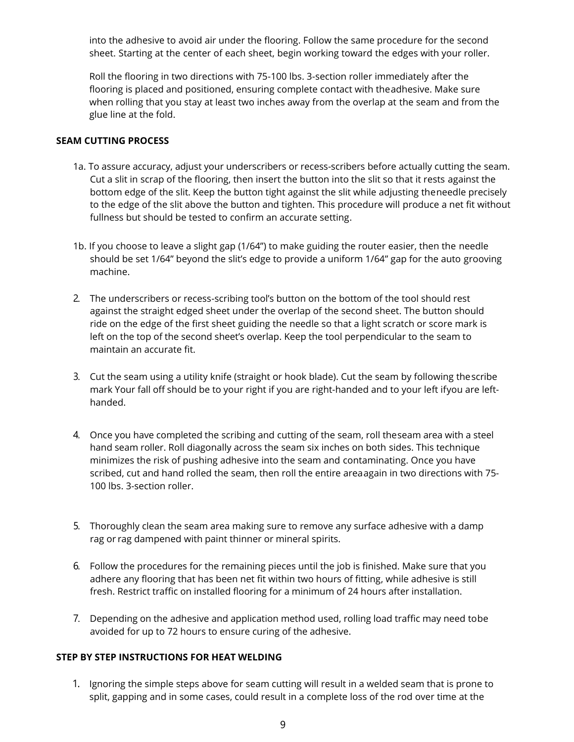into the adhesive to avoid air under the flooring. Follow the same procedure for the second sheet. Starting at the center of each sheet, begin working toward the edges with your roller.

Roll the flooring in two directions with 75-100 lbs. 3-section roller immediately after the flooring is placed and positioned, ensuring complete contact with the adhesive. Make sure when rolling that you stay at least two inches away from the overlap at the seam and from the glue line at the fold.

**SEAM CUTTING PROCESS**

1a. To assure accuracy, adjust your underscribers or recess-scribers before actually cutting the seam. Cut a slit in scrap of the flooring, then insert the button into the slit so that it rests against the bottom edge of the slit. Keep the button tight against the slit while adjusting the needle precisely to the edge of the slit above the button and tighten. This procedure will produce a net fit without fullness but should be tested to confirm an accurate setting.

1b. If you choose to leave a slight gap (1/64") to make guiding the router easier, then the needle should be set 1/64" beyond the slit's edge to provide a uniform 1/64" gap for the auto grooving machine.

2. The underscribers or recess-scribing tool's button on the bottom of the tool should rest against the straight edged sheet under the overlap of the second sheet. The button should ride on the edge of the first sheet guiding the needle so that a light scratch or score mark is left on the top of the second sheet's overlap. Keep the tool perpendicular to the seam to maintain an accurate fit.

3. Cut the seam using a utility knife (straight or hook blade). Cut the seam by following the scribe mark Your fall off should be to your right if you are right-handed and to your left if you are left-handed.

4. Once you have completed the scribing and cutting of the seam, roll the seam area with a steel hand seam roller. Roll diagonally across the seam six inches on both sides. This technique minimizes the risk of pushing adhesive into the seam and contaminating. Once you have scribed, cut and hand rolled the seam, then roll the entire area again in two directions with 75-100 lbs. 3-section roller.

5. Thoroughly clean the seam area making sure to remove any surface adhesive with a damp rag or rag dampened with paint thinner or mineral spirits.

6. Follow the procedures for the remaining pieces until the job is finished. Make sure that you adhere any flooring that has been net fit within two hours of fitting, while adhesive is still fresh. Restrict traffic on installed flooring for a minimum of 24 hours after installation.

7. Depending on the adhesive and application method used, rolling load traffic may need to be avoided for up to 72 hours to ensure curing of the adhesive.

**STEP BY STEP INSTRUCTIONS FOR HEAT WELDING**

1. Ignoring the simple steps above for seam cutting will result in a welded seam that is prone to split, gapping and in some cases, could result in a complete loss of the rod over time at the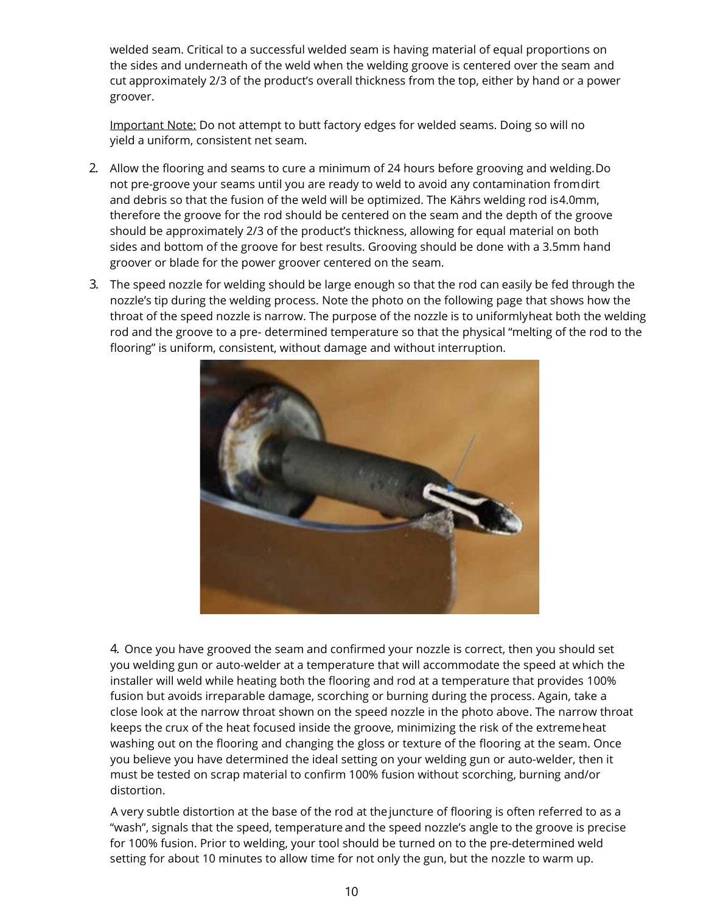welded seam. Critical to a successful welded seam is having material of equal proportions on the sides and underneath of the weld when the welding groove is centered over the seam and cut approximately 2/3 of the product's overall thickness from the top, either by hand or a power groover.

Important Note: Do not attempt to butt factory edges for welded seams. Doing so will no yield a uniform, consistent net seam.

2. Allow the flooring and seams to cure a minimum of 24 hours before grooving and welding. Do not pre-groove your seams until you are ready to weld to avoid any contamination from dirt and debris so that the fusion of the weld will be optimized. The Kährs welding rod is 4.0mm, therefore the groove for the rod should be centered on the seam and the depth of the groove should be approximately 2/3 of the product's thickness, allowing for equal material on both sides and bottom of the groove for best results. Grooving should be done with a 3.5mm hand groover or blade for the power groover centered on the seam.

3. The speed nozzle for welding should be large enough so that the rod can easily be fed through the nozzle's tip during the welding process. Note the photo on the following page that shows how the throat of the speed nozzle is narrow. The purpose of the nozzle is to uniformly heat both the welding rod and the groove to a pre- determined temperature so that the physical "melting of the rod to the flooring" is uniform, consistent, without damage and without interruption.

4. Once you have grooved the seam and confirmed your nozzle is correct, then you should set you welding gun or auto-welder at a temperature that will accommodate the speed at which the installer will weld while heating both the flooring and rod at a temperature that provides 100% fusion but avoids irreparable damage, scorching or burning during the process. Again, take a close look at the narrow throat shown on the speed nozzle in the photo above. The narrow throat keeps the crux of the heat focused inside the groove, minimizing the risk of the extreme heat washing out on the flooring and changing the gloss or texture of the flooring at the seam. Once you believe you have determined the ideal setting on your welding gun or auto-welder, then it must be tested on scrap material to confirm 100% fusion without scorching, burning and/or distortion.

A very subtle distortion at the base of the rod at the juncture of flooring is often referred to as a "wash", signals that the speed, temperature and the speed nozzle's angle to the groove is precise for 100% fusion. Prior to welding, your tool should be turned on to the pre-determined weld setting for about 10 minutes to allow time for not only the gun, but the nozzle to warm up.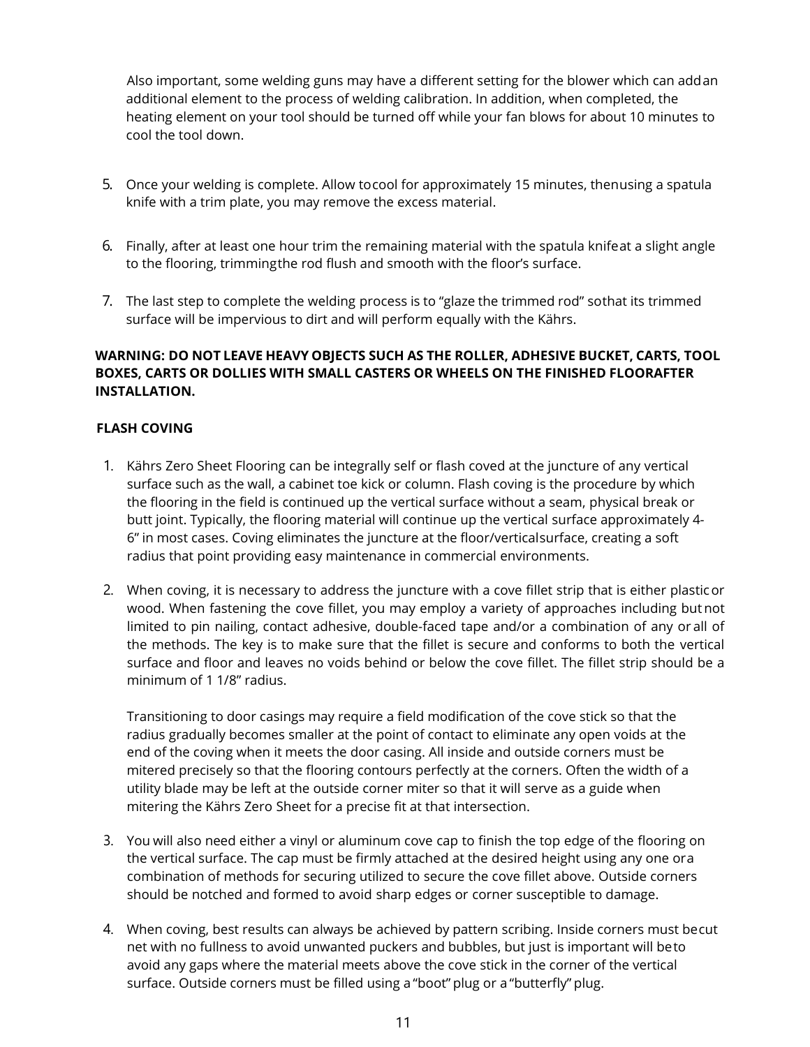Also important, some welding guns may have a different setting for the blower which can add an additional element to the process of welding calibration. In addition, when completed, the heating element on your tool should be turned off while your fan blows for about 10 minutes to cool the tool down.

5. Once your welding is complete. Allow to cool for approximately 15 minutes, then using a spatula knife with a trim plate, you may remove the excess material.

6. Finally, after at least one hour trim the remaining material with the spatula knife at a slight angle to the flooring, trimming the rod flush and smooth with the floor's surface.

7. The last step to complete the welding process is to "glaze the trimmed rod" so that its trimmed surface will be impervious to dirt and will perform equally with the Kährs.

**WARNING: DO NOT LEAVE HEAVY OBJECTS SUCH AS THE ROLLER, ADHESIVE BUCKET, CARTS, TOOL BOXES, CARTS OR DOLLIES WITH SMALL CASTERS OR WHEELS ON THE FINISHED FLOOR AFTER INSTALLATION.**

**FLASH COVING**

1. Kährs Zero Sheet Flooring can be integrally self or flash coved at the juncture of any vertical surface such as the wall, a cabinet toe kick or column. Flash coving is the procedure by which the flooring in the field is continued up the vertical surface without a seam, physical break or butt joint. Typically, the flooring material will continue up the vertical surface approximately 4-6" in most cases. Coving eliminates the juncture at the floor/vertical surface, creating a soft radius that point providing easy maintenance in commercial environments.

2. When coving, it is necessary to address the juncture with a cove fillet strip that is either plastic or wood. When fastening the cove fillet, you may employ a variety of approaches including but not limited to pin nailing, contact adhesive, double-faced tape and/or a combination of any or all of the methods. The key is to make sure that the fillet is secure and conforms to both the vertical surface and floor and leaves no voids behind or below the cove fillet. The fillet strip should be a minimum of 1 1/8" radius.

   Transitioning to door casings may require a field modification of the cove stick so that the radius gradually becomes smaller at the point of contact to eliminate any open voids at the end of the coving when it meets the door casing. All inside and outside corners must be mitered precisely so that the flooring contours perfectly at the corners. Often the width of a utility blade may be left at the outside corner miter so that it will serve as a guide when mitering the Kährs Zero Sheet for a precise fit at that intersection.

3. You will also need either a vinyl or aluminum cove cap to finish the top edge of the flooring on the vertical surface. The cap must be firmly attached at the desired height using any one or a combination of methods for securing utilized to secure the cove fillet above. Outside corners should be notched and formed to avoid sharp edges or corner susceptible to damage.

4. When coving, best results can always be achieved by pattern scribing. Inside corners must be cut net with no fullness to avoid unwanted puckers and bubbles, but just is important will be to avoid any gaps where the material meets above the cove stick in the corner of the vertical surface. Outside corners must be filled using a "boot" plug or a "butterfly" plug.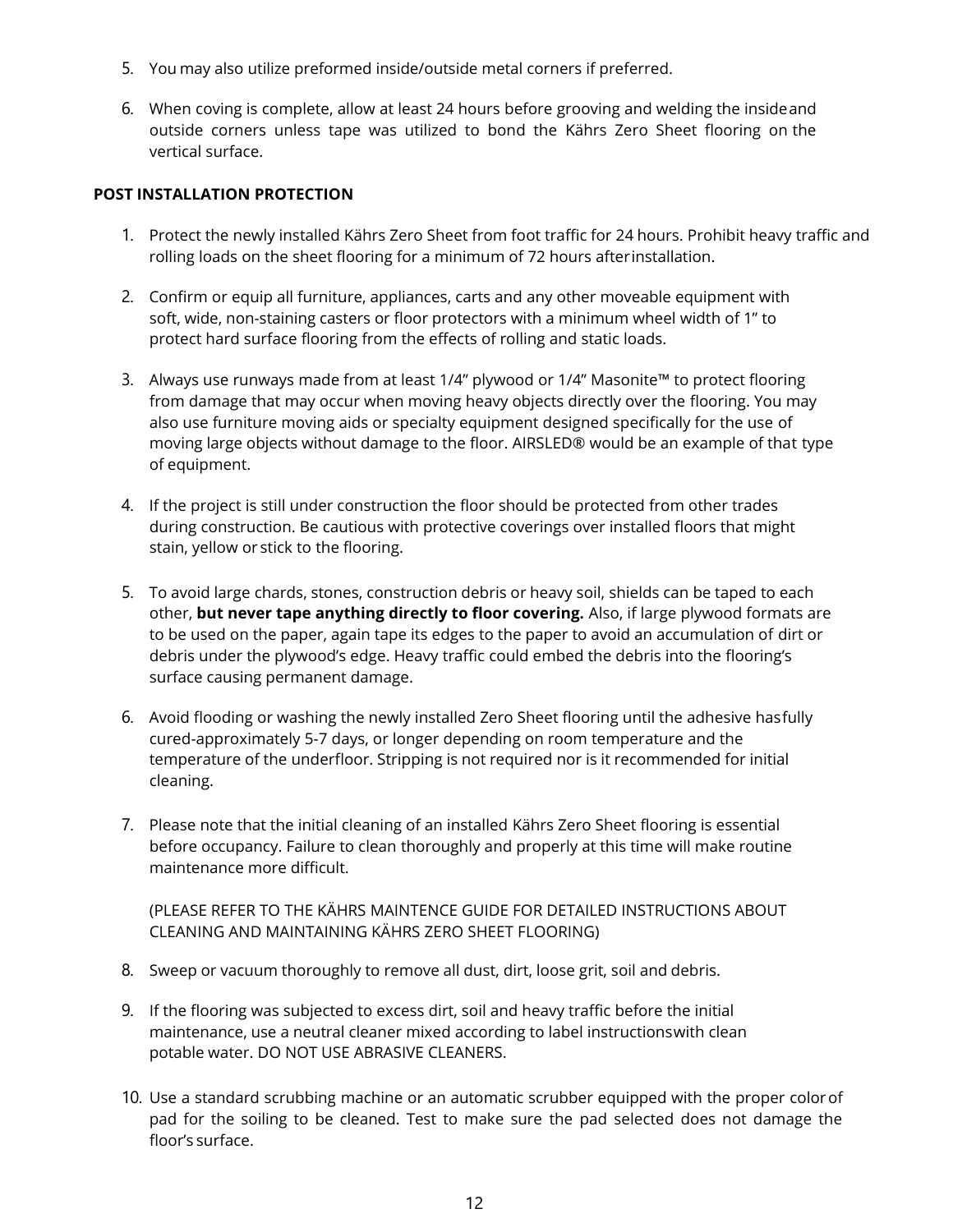5. You may also utilize preformed inside/outside metal corners if preferred.

6. When coving is complete, allow at least 24 hours before grooving and welding the inside and outside corners unless tape was utilized to bond the Kährs Zero Sheet flooring on the vertical surface.

**POST INSTALLATION PROTECTION**

1. Protect the newly installed Kährs Zero Sheet from foot traffic for 24 hours. Prohibit heavy traffic and rolling loads on the sheet flooring for a minimum of 72 hours after installation.

2. Confirm or equip all furniture, appliances, carts and any other moveable equipment with soft, wide, non-staining casters or floor protectors with a minimum wheel width of 1" to protect hard surface flooring from the effects of rolling and static loads.

3. Always use runways made from at least 1/4" plywood or 1/4" Masonite™ to protect flooring from damage that may occur when moving heavy objects directly over the flooring. You may also use furniture moving aids or specialty equipment designed specifically for the use of moving large objects without damage to the floor. AIRSLED® would be an example of that type of equipment.

4. If the project is still under construction the floor should be protected from other trades during construction. Be cautious with protective coverings over installed floors that might stain, yellow or stick to the flooring.

5. To avoid large chards, stones, construction debris or heavy soil, shields can be taped to each other, **but never tape anything directly to floor covering.** Also, if large plywood formats are to be used on the paper, again tape its edges to the paper to avoid an accumulation of dirt or debris under the plywood's edge. Heavy traffic could embed the debris into the flooring's surface causing permanent damage.

6. Avoid flooding or washing the newly installed Zero Sheet flooring until the adhesive has fully cured-approximately 5-7 days, or longer depending on room temperature and the temperature of the underfloor. Stripping is not required nor is it recommended for initial cleaning.

7. Please note that the initial cleaning of an installed Kährs Zero Sheet flooring is essential before occupancy. Failure to clean thoroughly and properly at this time will make routine maintenance more difficult.

   (PLEASE REFER TO THE KÄHRS MAINTENCE GUIDE FOR DETAILED INSTRUCTIONS ABOUT CLEANING AND MAINTAINING KÄHRS ZERO SHEET FLOORING)

8. Sweep or vacuum thoroughly to remove all dust, dirt, loose grit, soil and debris.

9. If the flooring was subjected to excess dirt, soil and heavy traffic before the initial maintenance, use a neutral cleaner mixed according to label instructions with clean potable water. DO NOT USE ABRASIVE CLEANERS.

10. Use a standard scrubbing machine or an automatic scrubber equipped with the proper color of pad for the soiling to be cleaned. Test to make sure the pad selected does not damage the floor's surface.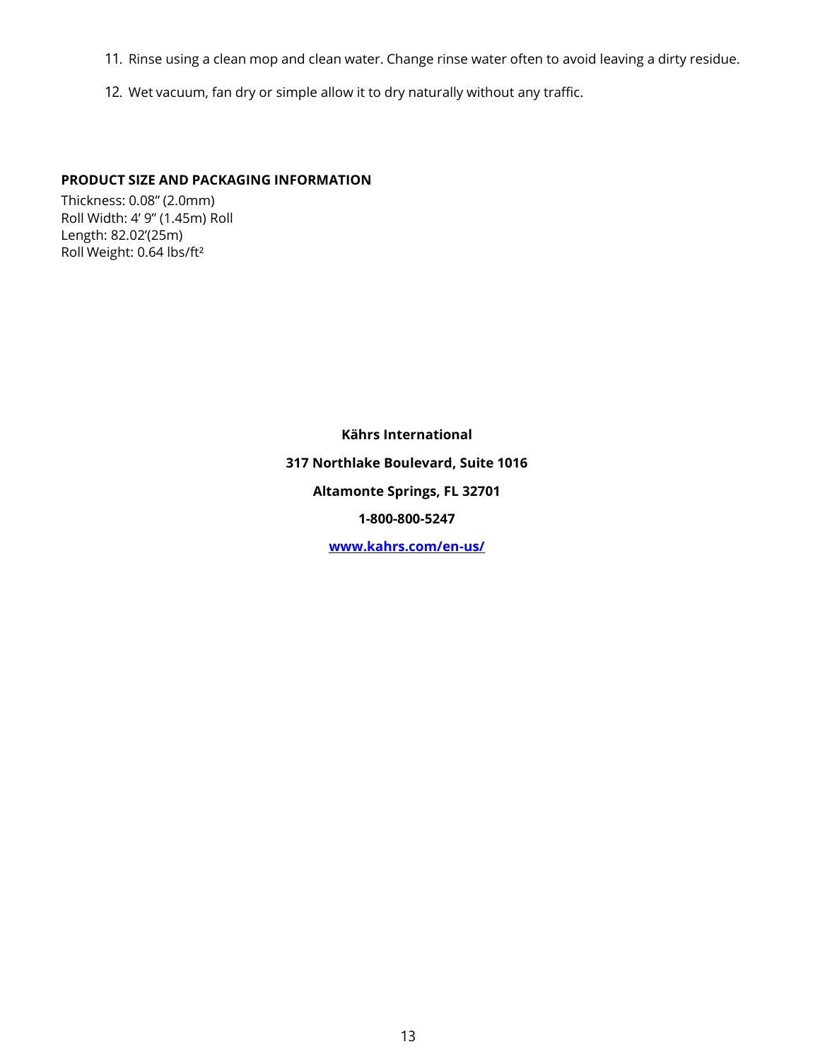11. Rinse using a clean mop and clean water. Change rinse water often to avoid leaving a dirty residue.
12. Wet vacuum, fan dry or simple allow it to dry naturally without any traffic.

**PRODUCT SIZE AND PACKAGING INFORMATION**

Thickness: 0.08" (2.0mm)
Roll Width: 4' 9" (1.45m) Roll
Length: 82.02'(25m)
Roll Weight: 0.64 lbs/ft²

**Kährs International**

**317 Northlake Boulevard, Suite 1016**

**Altamonte Springs, FL 32701**

**1-800-800-5247**

**www.kahrs.com/en-us/**